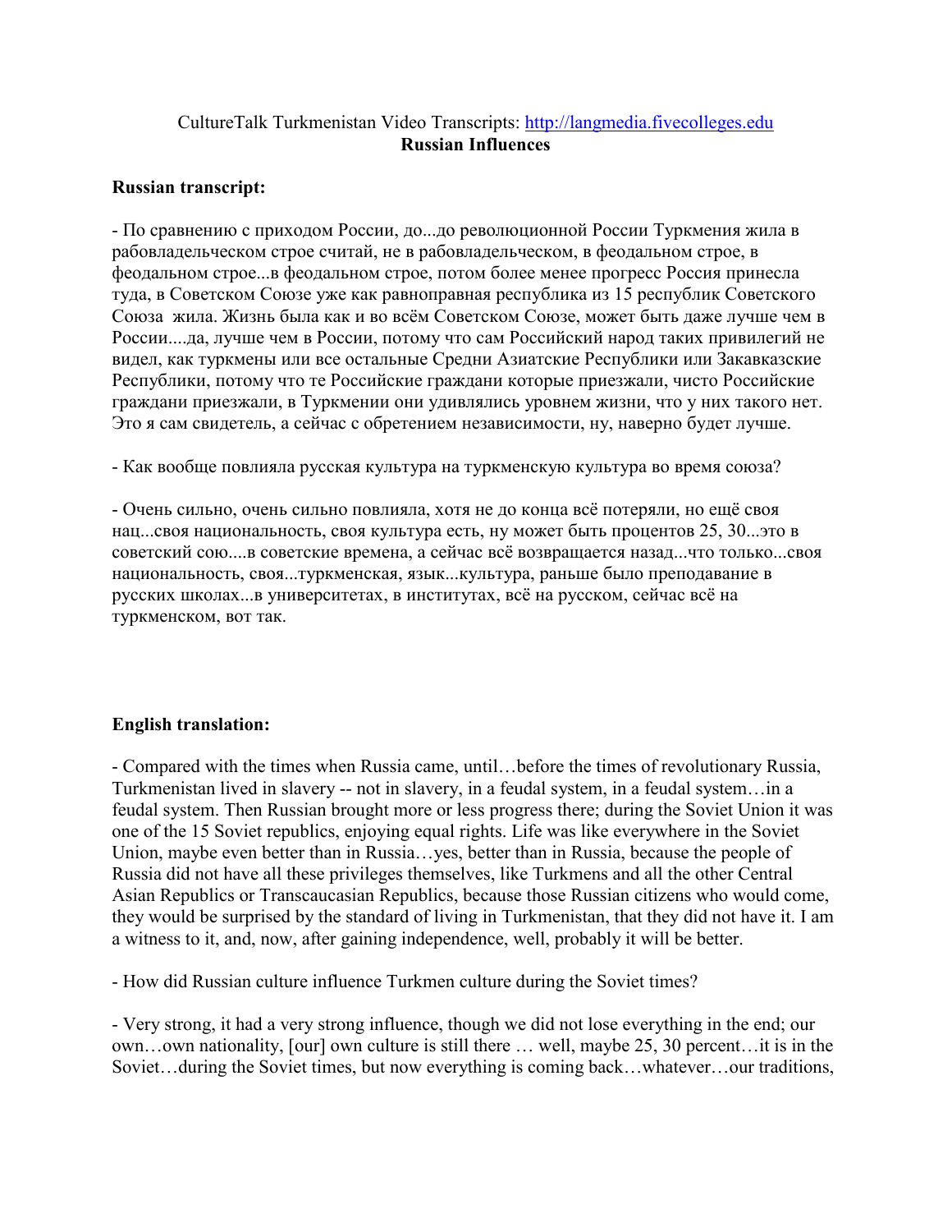CultureTalk Turkmenistan Video Transcripts: http://langmedia.fivecolleges.edu
**Russian Influences**

**Russian transcript:**

- По сравнению с приходом России, до...до революционной России Туркмения жила в рабовладельческом строе считай, не в рабовладельческом, в феодальном строе, в феодальном строе...в феодальном строе, потом более менее прогресс Россия принесла туда, в Советском Союзе уже как равноправная республика из 15 республик Советского Союза жила. Жизнь была как и во всём Советском Союзе, может быть даже лучше чем в России....да, лучше чем в России, потому что сам Российский народ таких привилегий не видел, как туркмены или все остальные Средни Азиатские Республики или Закавказские Республики, потому что те Российские граждани которые приезжали, чисто Российские граждани приезжали, в Туркмении они удивлялись уровнем жизни, что у них такого нет. Это я сам свидетель, а сейчас с обретением независимости, ну, наверно будет лучше.

- Как вообще повлияла русская культура на туркменскую культура во время союза?

- Очень сильно, очень сильно повлияла, хотя не до конца всё потеряли, но ещё своя нац...своя национальность, своя культура есть, ну может быть процентов 25, 30...это в советский сою....в советские времена, а сейчас всё возвращается назад...что только...своя национальность, своя...туркменская, язык...культура, раньше было преподавание в русских школах...в университетах, в институтах, всё на русском, сейчас всё на туркменском, вот так.

**English translation:**

- Compared with the times when Russia came, until…before the times of revolutionary Russia, Turkmenistan lived in slavery -- not in slavery, in a feudal system, in a feudal system…in a feudal system. Then Russian brought more or less progress there; during the Soviet Union it was one of the 15 Soviet republics, enjoying equal rights. Life was like everywhere in the Soviet Union, maybe even better than in Russia…yes, better than in Russia, because the people of Russia did not have all these privileges themselves, like Turkmens and all the other Central Asian Republics or Transcaucasian Republics, because those Russian citizens who would come, they would be surprised by the standard of living in Turkmenistan, that they did not have it. I am a witness to it, and, now, after gaining independence, well, probably it will be better.

- How did Russian culture influence Turkmen culture during the Soviet times?

- Very strong, it had a very strong influence, though we did not lose everything in the end; our own…own nationality, [our] own culture is still there … well, maybe 25, 30 percent…it is in the Soviet…during the Soviet times, but now everything is coming back…whatever…our traditions,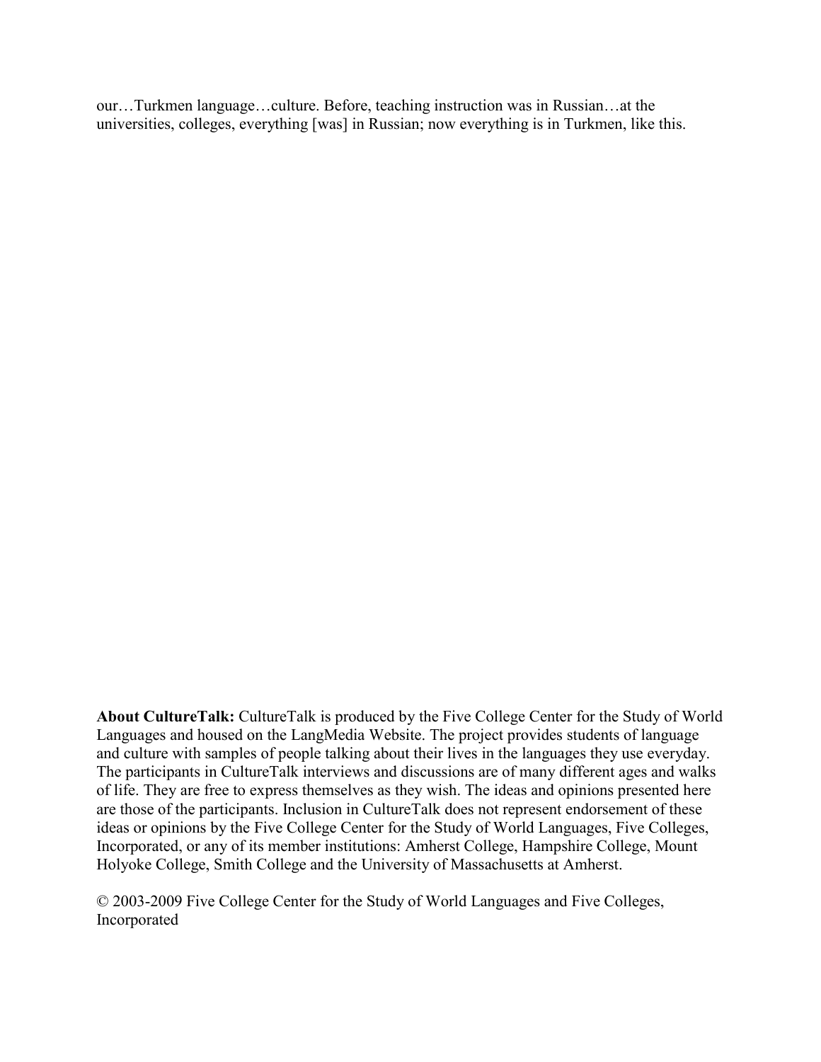our…Turkmen language…culture. Before, teaching instruction was in Russian…at the universities, colleges, everything [was] in Russian; now everything is in Turkmen, like this.

**About CultureTalk:** CultureTalk is produced by the Five College Center for the Study of World Languages and housed on the LangMedia Website. The project provides students of language and culture with samples of people talking about their lives in the languages they use everyday. The participants in CultureTalk interviews and discussions are of many different ages and walks of life. They are free to express themselves as they wish. The ideas and opinions presented here are those of the participants. Inclusion in CultureTalk does not represent endorsement of these ideas or opinions by the Five College Center for the Study of World Languages, Five Colleges, Incorporated, or any of its member institutions: Amherst College, Hampshire College, Mount Holyoke College, Smith College and the University of Massachusetts at Amherst.

© 2003-2009 Five College Center for the Study of World Languages and Five Colleges, Incorporated